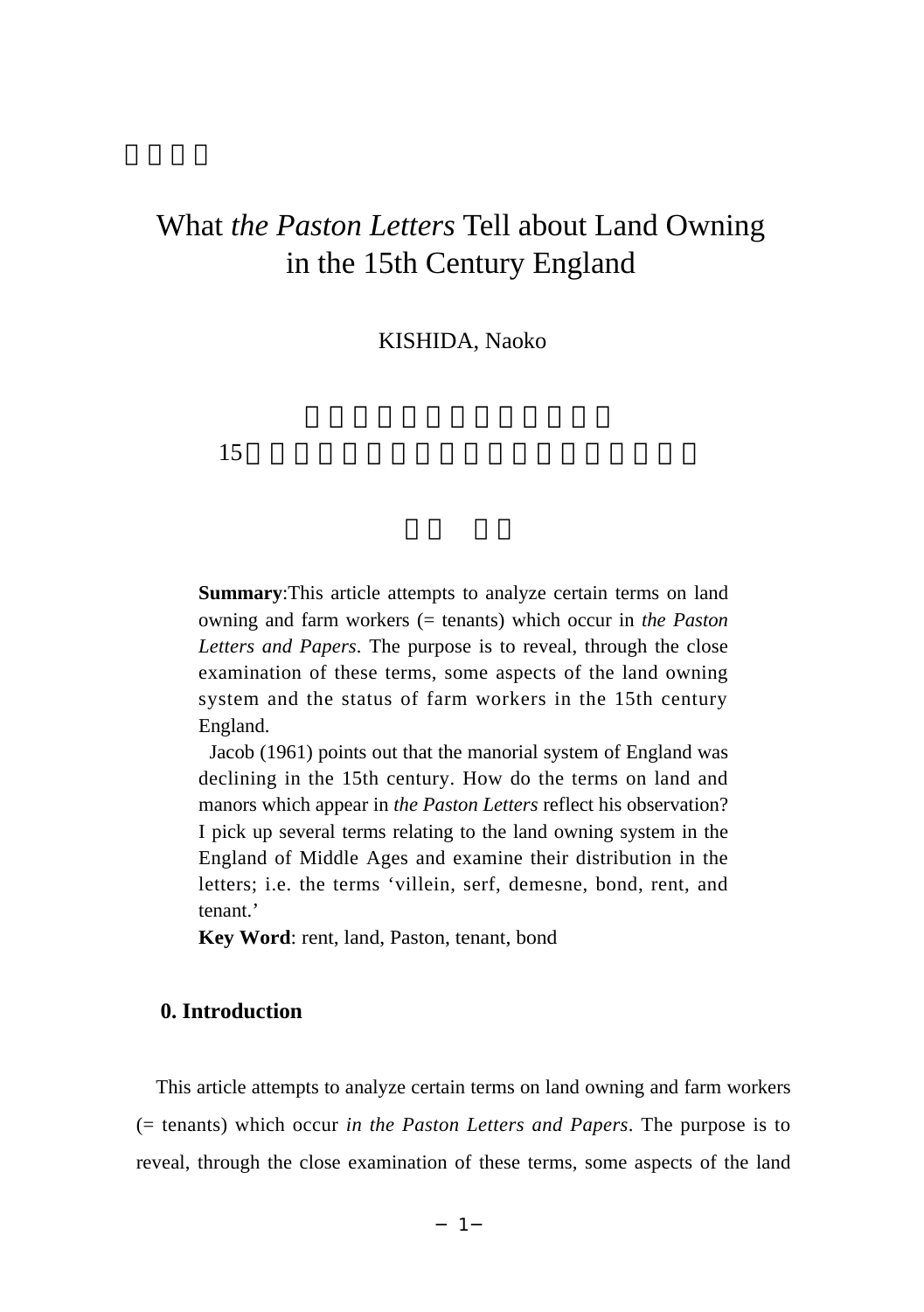# What *the Paston Letters* Tell about Land Owning in the 15th Century England

KISHIDA, Naoko

**Summary**:This article attempts to analyze certain terms on land owning and farm workers (= tenants) which occur in *the Paston Letters and Papers*. The purpose is to reveal, through the close examination of these terms, some aspects of the land owning system and the status of farm workers in the 15th century England.

Jacob (1961) points out that the manorial system of England was declining in the 15th century. How do the terms on land and manors which appear in *the Paston Letters* reflect his observation? I pick up several terms relating to the land owning system in the England of Middle Ages and examine their distribution in the letters; i.e. the terms 'villein, serf, demesne, bond, rent, and tenant.'

**Key Word**: rent, land, Paston, tenant, bond

## 0. Introduction

This article attempts to analyze certain terms on land owning and farm workers (= tenants) which occur *in the Paston Letters and Papers*. The purpose is to reveal, through the close examination of these terms, some aspects of the land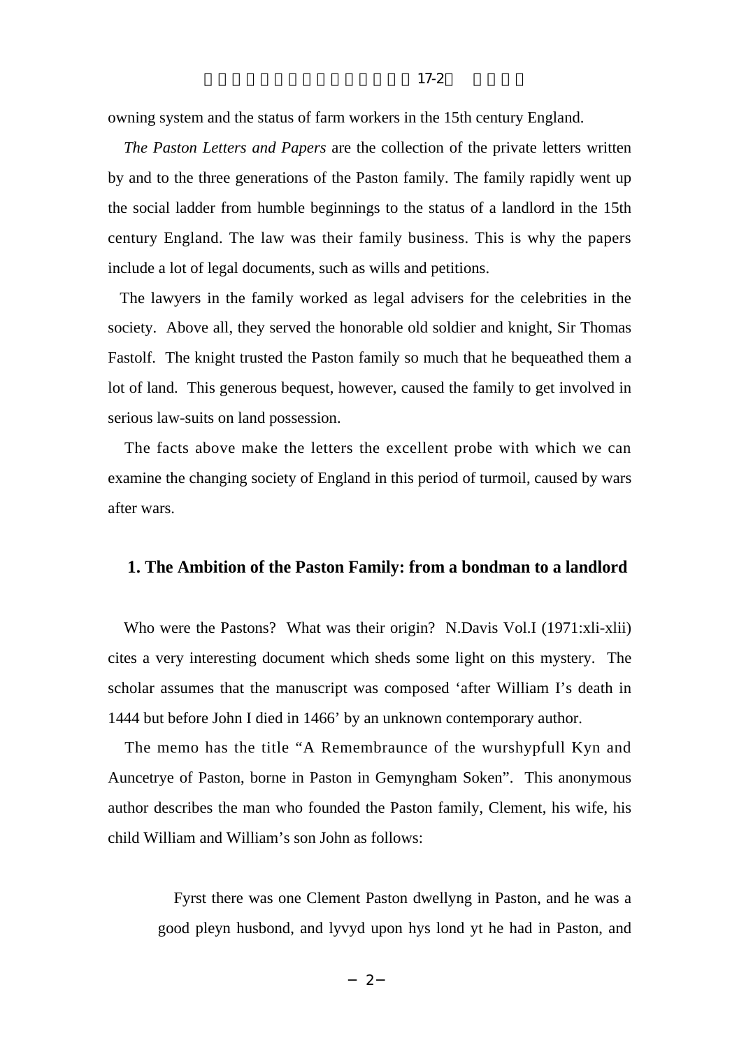owning system and the status of farm workers in the 15th century England.

*The Paston Letters and Papers* are the collection of the private letters written by and to the three generations of the Paston family. The family rapidly went up the social ladder from humble beginnings to the status of a landlord in the 15th century England. The law was their family business. This is why the papers include a lot of legal documents, such as wills and petitions.

The lawyers in the family worked as legal advisers for the celebrities in the society. Above all, they served the honorable old soldier and knight, Sir Thomas Fastolf. The knight trusted the Paston family so much that he bequeathed them a lot of land. This generous bequest, however, caused the family to get involved in serious law-suits on land possession.

The facts above make the letters the excellent probe with which we can examine the changing society of England in this period of turmoil, caused by wars after wars.

## 1. The Ambition of the Paston Family: from a bondman to a landlord

Who were the Pastons? What was their origin? N.Davis Vol.I (1971:xli-xlii) cites a very interesting document which sheds some light on this mystery. The scholar assumes that the manuscript was composed 'after William I's death in 1444 but before John I died in 1466' by an unknown contemporary author.

The memo has the title "A Remembraunce of the wurshypfull Kyn and Auncetrye of Paston, borne in Paston in Gemyngham Soken". This anonymous author describes the man who founded the Paston family, Clement, his wife, his child William and William's son John as follows:

> Fyrst there was one Clement Paston dwellyng in Paston, and he was a good pleyn husbond, and lyvyd upon hys lond yt he had in Paston, and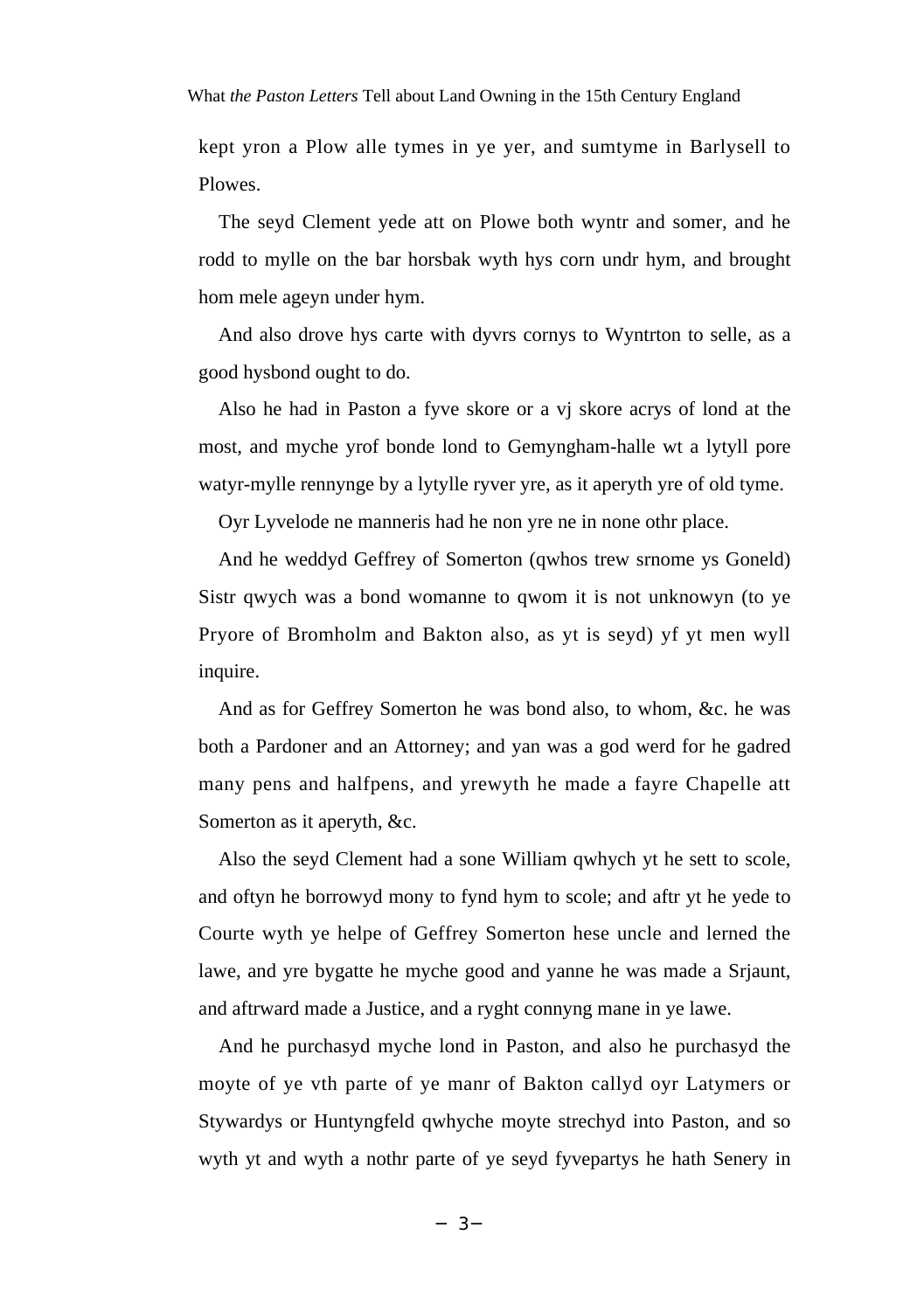kept yron a Plow alle tymes in ye yer, and sumtyme in Barlysell to Plowes.

The seyd Clement yede att on Plowe both wyntr and somer, and he rodd to mylle on the bar horsbak wyth hys corn undr hym, and brought hom mele ageyn under hym.

And also drove hys carte with dyvrs cornys to Wyntrton to selle, as a good hysbond ought to do.

Also he had in Paston a fyve skore or a vj skore acrys of lond at the most, and myche yrof bonde lond to Gemyngham-halle wt a lytyll pore watyr-mylle rennynge by a lytylle ryver yre, as it aperyth yre of old tyme.

Oyr Lyvelode ne manneris had he non yre ne in none othr place.

And he weddyd Geffrey of Somerton (qwhos trew srnome ys Goneld) Sistr qwych was a bond womanne to qwom it is not unknowyn (to ye Pryore of Bromholm and Bakton also, as yt is seyd) yf yt men wyll inquire.

And as for Geffrey Somerton he was bond also, to whom, &c. he was both a Pardoner and an Attorney; and yan was a god werd for he gadred many pens and halfpens, and yrewyth he made a fayre Chapelle att Somerton as it aperyth, &c.

Also the seyd Clement had a sone William qwhych yt he sett to scole, and oftyn he borrowyd mony to fynd hym to scole; and aftr yt he yede to Courte wyth ye helpe of Geffrey Somerton hese uncle and lerned the lawe, and yre bygatte he myche good and yanne he was made a Srjaunt, and aftrward made a Justice, and a ryght connyng mane in ye lawe.

And he purchasyd myche lond in Paston, and also he purchasyd the moyte of ye vth parte of ye manr of Bakton callyd oyr Latymers or Stywardys or Huntyngfeld qwhyche moyte strechyd into Paston, and so wyth yt and wyth a nothr parte of ye seyd fyvepartys he hath Senery in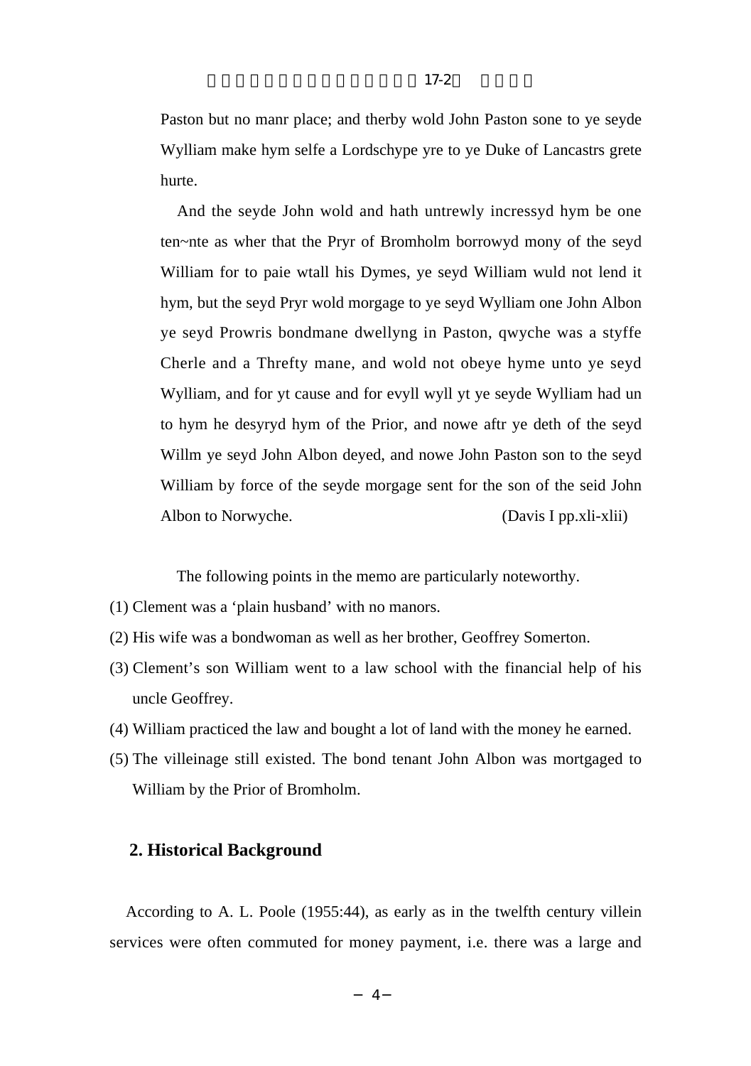Paston but no manr place; and therby wold John Paston sone to ye seyde Wylliam make hym selfe a Lordschype yre to ye Duke of Lancastrs grete hurte.

And the seyde John wold and hath untrewly incressyd hym be one ten~nte as wher that the Pryr of Bromholm borrowyd mony of the seyd William for to paie wtall his Dymes, ye seyd William wuld not lend it hym, but the seyd Pryr wold morgage to ye seyd Wylliam one John Albon ye seyd Prowris bondmane dwellyng in Paston, qwyche was a styffe Cherle and a Threfty mane, and wold not obeye hyme unto ye seyd Wylliam, and for yt cause and for evyll wyll yt ye seyde Wylliam had un to hym he desyryd hym of the Prior, and nowe aftr ye deth of the seyd Willm ye seyd John Albon deyed, and nowe John Paston son to the seyd William by force of the seyde morgage sent for the son of the seid John Albon to Norwyche. (Davis I pp.xli-xlii)

The following points in the memo are particularly noteworthy.

(1) Clement was a 'plain husband' with no manors.
(2) His wife was a bondwoman as well as her brother, Geoffrey Somerton.
(3) Clement's son William went to a law school with the financial help of his uncle Geoffrey.
(4) William practiced the law and bought a lot of land with the money he earned.
(5) The villeinage still existed. The bond tenant John Albon was mortgaged to William by the Prior of Bromholm.

## 2. Historical Background

According to A. L. Poole (1955:44), as early as in the twelfth century villein services were often commuted for money payment, i.e. there was a large and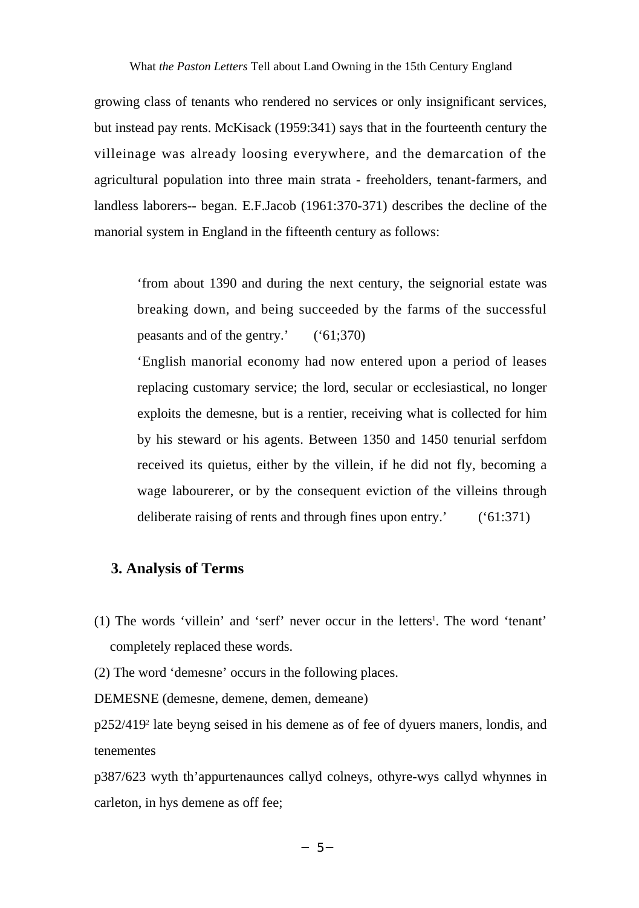growing class of tenants who rendered no services or only insignificant services, but instead pay rents. McKisack (1959:341) says that in the fourteenth century the villeinage was already loosing everywhere, and the demarcation of the agricultural population into three main strata - freeholders, tenant-farmers, and landless laborers-- began. E.F.Jacob (1961:370-371) describes the decline of the manorial system in England in the fifteenth century as follows:

> 'from about 1390 and during the next century, the seignorial estate was breaking down, and being succeeded by the farms of the successful peasants and of the gentry.' ('61;370)
>
> 'English manorial economy had now entered upon a period of leases replacing customary service; the lord, secular or ecclesiastical, no longer exploits the demesne, but is a rentier, receiving what is collected for him by his steward or his agents. Between 1350 and 1450 tenurial serfdom received its quietus, either by the villein, if he did not fly, becoming a wage labourerer, or by the consequent eviction of the villeins through deliberate raising of rents and through fines upon entry.' ('61:371)

## 3. Analysis of Terms

(1) The words 'villein' and 'serf' never occur in the letters[1]. The word 'tenant' completely replaced these words.

(2) The word 'demesne' occurs in the following places.

DEMESNE (demesne, demene, demen, demeane)

p252/419[2] late beyng seised in his demene as of fee of dyuers maners, londis, and tenementes

p387/623 wyth th'appurtenaunces callyd colneys, othyre-wys callyd whynnes in carleton, in hys demene as off fee;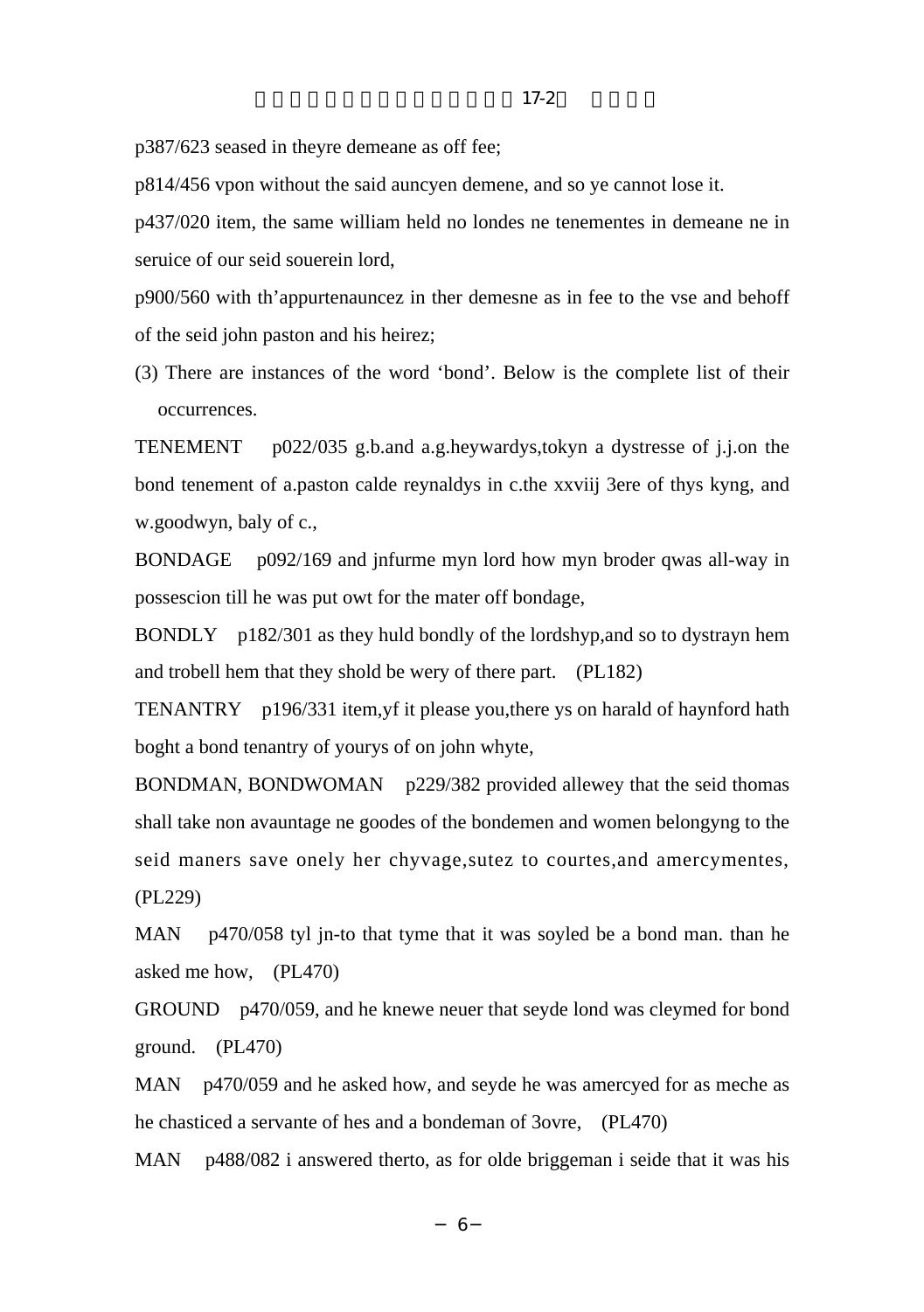p387/623 seased in theyre demeane as off fee;

p814/456 vpon without the said auncyen demene, and so ye cannot lose it.

p437/020 item, the same william held no londes ne tenementes in demeane ne in seruice of our seid souerein lord,

p900/560 with th'appurtenauncez in ther demesne as in fee to the vse and behoff of the seid john paston and his heirez;

(3) There are instances of the word 'bond'. Below is the complete list of their occurrences.

TENEMENT p022/035 g.b.and a.g.heywardys,tokyn a dystresse of j.j.on the bond tenement of a.paston calde reynaldys in c.the xxviij 3ere of thys kyng, and w.goodwyn, baly of c.,

BONDAGE p092/169 and jnfurme myn lord how myn broder qwas all-way in possescion till he was put owt for the mater off bondage,

BONDLY p182/301 as they huld bondly of the lordshyp,and so to dystrayn hem and trobell hem that they shold be wery of there part. (PL182)

TENANTRY p196/331 item,yf it please you,there ys on harald of haynford hath boght a bond tenantry of yourys of on john whyte,

BONDMAN, BONDWOMAN p229/382 provided allewey that the seid thomas shall take non avauntage ne goodes of the bondemen and women belongyng to the seid maners save onely her chyvage,sutez to courtes,and amercymentes, (PL229)

MAN p470/058 tyl jn-to that tyme that it was soyled be a bond man. than he asked me how, (PL470)

GROUND p470/059, and he knewe neuer that seyde lond was cleymed for bond ground. (PL470)

MAN p470/059 and he asked how, and seyde he was amercyed for as meche as he chasticed a servante of hes and a bondeman of 3ovre, (PL470)

MAN p488/082 i answered therto, as for olde briggeman i seide that it was his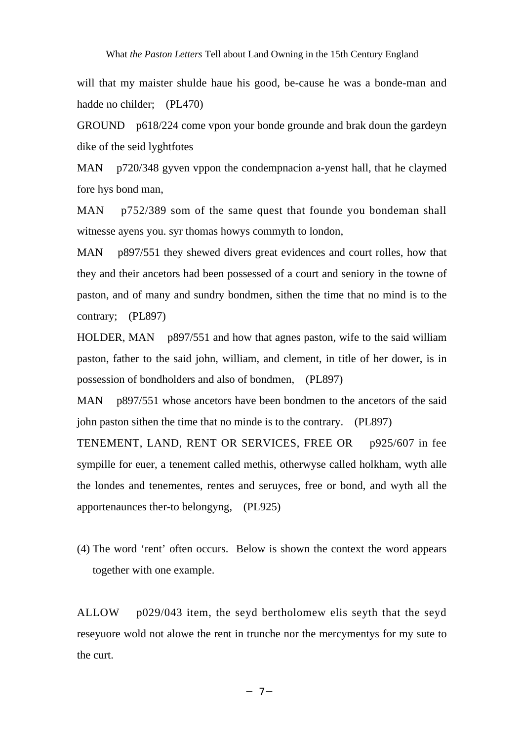will that my maister shulde haue his good, be-cause he was a bonde-man and hadde no childer; (PL470)

GROUND p618/224 come vpon your bonde grounde and brak doun the gardeyn dike of the seid lyghtfotes

MAN p720/348 gyven vppon the condempnacion a-yenst hall, that he claymed fore hys bond man,

MAN p752/389 som of the same quest that founde you bondeman shall witnesse ayens you. syr thomas howys commyth to london,

MAN p897/551 they shewed divers great evidences and court rolles, how that they and their ancetors had been possessed of a court and seniory in the towne of paston, and of many and sundry bondmen, sithen the time that no mind is to the contrary; (PL897)

HOLDER, MAN p897/551 and how that agnes paston, wife to the said william paston, father to the said john, william, and clement, in title of her dower, is in possession of bondholders and also of bondmen, (PL897)

MAN p897/551 whose ancetors have been bondmen to the ancetors of the said john paston sithen the time that no minde is to the contrary. (PL897)

TENEMENT, LAND, RENT OR SERVICES, FREE OR p925/607 in fee sympille for euer, a tenement called methis, otherwyse called holkham, wyth alle the londes and tenementes, rentes and seruyces, free or bond, and wyth all the apportenaunces ther-to belongyng, (PL925)

(4) The word ‘rent’ often occurs. Below is shown the context the word appears together with one example.

ALLOW p029/043 item, the seyd bertholomew elis seyth that the seyd reseyuore wold not alowe the rent in trunche nor the mercymentys for my sute to the curt.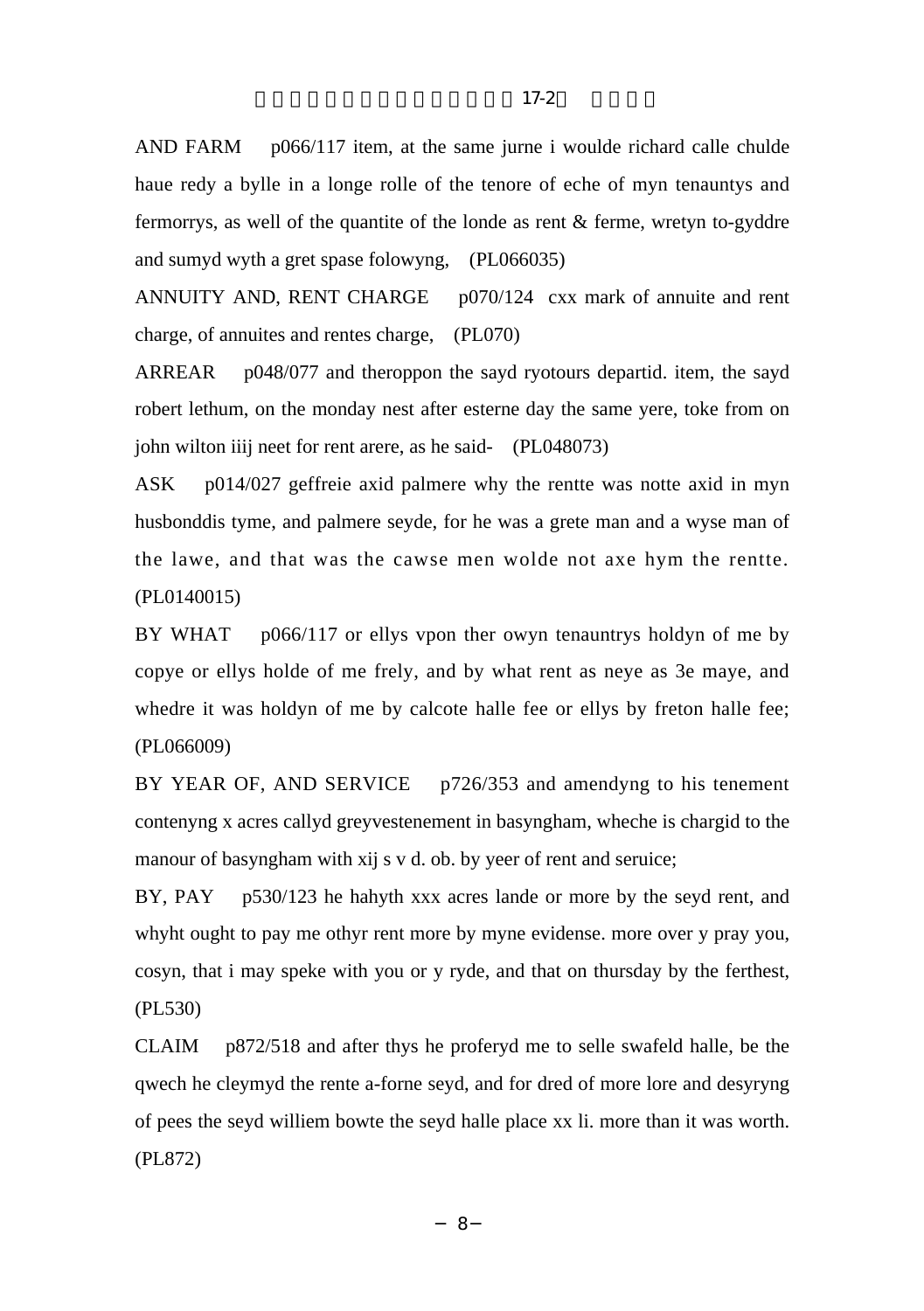AND FARM p066/117 item, at the same jurne i woulde richard calle chulde haue redy a bylle in a longe rolle of the tenore of eche of myn tenauntys and fermorrys, as well of the quantite of the londe as rent & ferme, wretyn to-gyddre and sumyd wyth a gret spase folowyng, (PL066035)

ANNUITY AND, RENT CHARGE p070/124 cxx mark of annuite and rent charge, of annuites and rentes charge, (PL070)

ARREAR p048/077 and theroppon the sayd ryotours departid. item, the sayd robert lethum, on the monday nest after esterne day the same yere, toke from on john wilton iiij neet for rent arere, as he said- (PL048073)

ASK p014/027 geffreie axid palmere why the rentte was notte axid in myn husbonddis tyme, and palmere seyde, for he was a grete man and a wyse man of the lawe, and that was the cawse men wolde not axe hym the rentte. (PL0140015)

BY WHAT p066/117 or ellys vpon ther owyn tenauntrys holdyn of me by copye or ellys holde of me frely, and by what rent as neye as 3e maye, and whedre it was holdyn of me by calcote halle fee or ellys by freton halle fee; (PL066009)

BY YEAR OF, AND SERVICE p726/353 and amendyng to his tenement contenyng x acres callyd greyvestenement in basyngham, wheche is chargid to the manour of basyngham with xij s v d. ob. by yeer of rent and seruice;

BY, PAY p530/123 he hahyth xxx acres lande or more by the seyd rent, and whyht ought to pay me othyr rent more by myne evidense. more over y pray you, cosyn, that i may speke with you or y ryde, and that on thursday by the ferthest, (PL530)

CLAIM p872/518 and after thys he proferyd me to selle swafeld halle, be the qwech he cleymyd the rente a-forne seyd, and for dred of more lore and desyryng of pees the seyd williem bowte the seyd halle place xx li. more than it was worth. (PL872)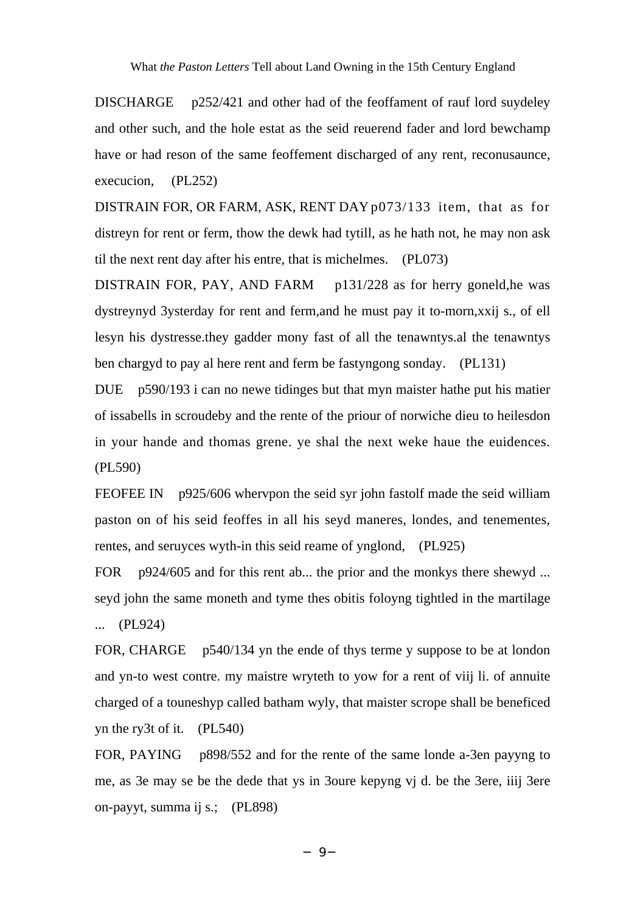DISCHARGE p252/421 and other had of the feoffament of rauf lord suydeley and other such, and the hole estat as the seid reuerend fader and lord bewchamp have or had reson of the same feoffement discharged of any rent, reconusaunce, execucion, (PL252)

DISTRAIN FOR, OR FARM, ASK, RENT DAY p073/133 item, that as for distreyn for rent or ferm, thow the dewk had tytill, as he hath not, he may non ask til the next rent day after his entre, that is michelmes. (PL073)

DISTRAIN FOR, PAY, AND FARM p131/228 as for herry goneld,he was dystreynyd 3ysterday for rent and ferm,and he must pay it to-morn,xxij s., of ell lesyn his dystresse.they gadder mony fast of all the tenawntys.al the tenawntys ben chargyd to pay al here rent and ferm be fastyngong sonday. (PL131)

DUE p590/193 i can no newe tidinges but that myn maister hathe put his matier of issabells in scroudeby and the rente of the priour of norwiche dieu to heilesdon in your hande and thomas grene. ye shal the next weke haue the euidences. (PL590)

FEOFEE IN p925/606 whervpon the seid syr john fastolf made the seid william paston on of his seid feoffes in all his seyd maneres, londes, and tenementes, rentes, and seruyces wyth-in this seid reame of ynglond, (PL925)

FOR p924/605 and for this rent ab... the prior and the monkys there shewyd ... seyd john the same moneth and tyme thes obitis foloyng tightled in the martilage ... (PL924)

FOR, CHARGE p540/134 yn the ende of thys terme y suppose to be at london and yn-to west contre. my maistre wryteth to yow for a rent of viij li. of annuite charged of a touneshyp called batham wyly, that maister scrope shall be beneficed yn the ry3t of it. (PL540)

FOR, PAYING p898/552 and for the rente of the same londe a-3en payyng to me, as 3e may se be the dede that ys in 3oure kepyng vj d. be the 3ere, iiij 3ere on-payyt, summa ij s.; (PL898)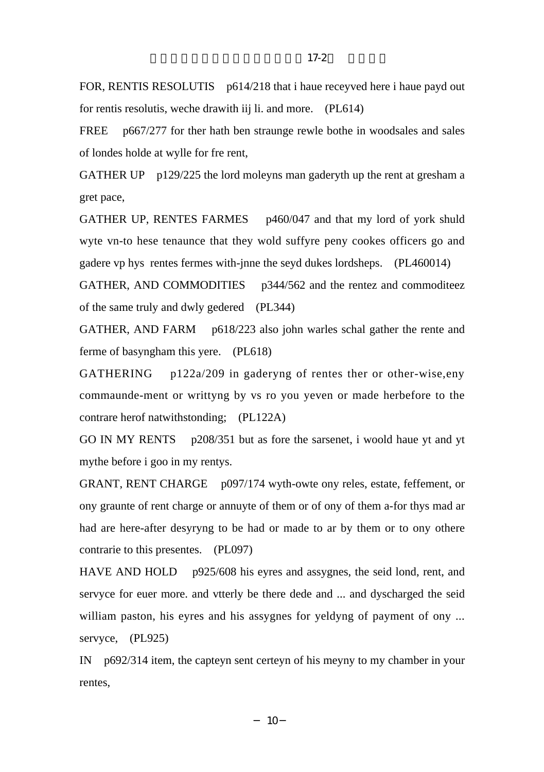FOR, RENTIS RESOLUTIS p614/218 that i haue receyved here i haue payd out for rentis resolutis, weche drawith iij li. and more. (PL614)

FREE p667/277 for ther hath ben straunge rewle bothe in woodsales and sales of londes holde at wylle for fre rent,

GATHER UP p129/225 the lord moleyns man gaderyth up the rent at gresham a gret pace,

GATHER UP, RENTES FARMES p460/047 and that my lord of york shuld wyte vn-to hese tenaunce that they wold suffyre peny cookes officers go and gadere vp hys rentes fermes with-jnne the seyd dukes lordsheps. (PL460014)

GATHER, AND COMMODITIES p344/562 and the rentez and commoditeez of the same truly and dwly gedered (PL344)

GATHER, AND FARM p618/223 also john warles schal gather the rente and ferme of basyngham this yere. (PL618)

GATHERING p122a/209 in gaderyng of rentes ther or other-wise,eny commaunde-ment or writtyng by vs ro you yeven or made herbefore to the contrare herof natwithstonding; (PL122A)

GO IN MY RENTS p208/351 but as fore the sarsenet, i woold haue yt and yt mythe before i goo in my rentys.

GRANT, RENT CHARGE p097/174 wyth-owte ony reles, estate, feffement, or ony graunte of rent charge or annuyte of them or of ony of them a-for thys mad ar had are here-after desyryng to be had or made to ar by them or to ony othere contrarie to this presentes. (PL097)

HAVE AND HOLD p925/608 his eyres and assygnes, the seid lond, rent, and servyce for euer more. and vtterly be there dede and ... and dyscharged the seid william paston, his eyres and his assygnes for yeldyng of payment of ony ... servyce, (PL925)

IN p692/314 item, the capteyn sent certeyn of his meyny to my chamber in your rentes,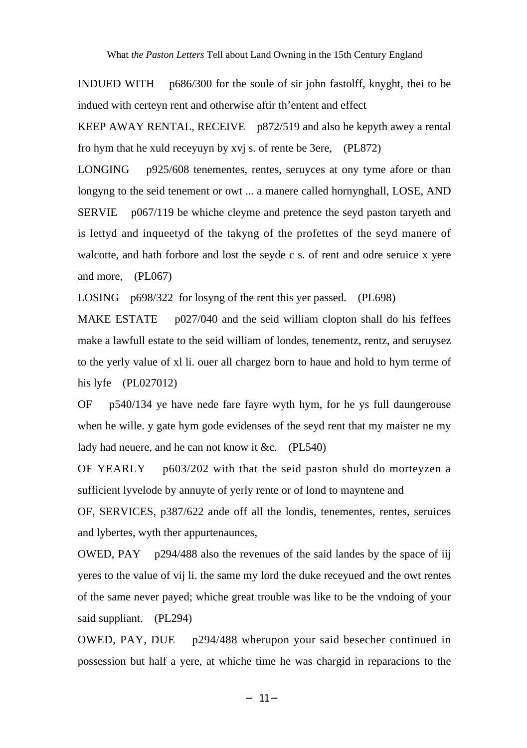INDUED WITH p686/300 for the soule of sir john fastolff, knyght, thei to be indued with certeyn rent and otherwise aftir th'entent and effect

KEEP AWAY RENTAL, RECEIVE p872/519 and also he kepyth awey a rental fro hym that he xuld receyuyn by xvj s. of rente be 3ere, (PL872)

LONGING p925/608 tenementes, rentes, seruyces at ony tyme afore or than longyng to the seid tenement or owt ... a manere called hornynghall, LOSE, AND SERVIE p067/119 be whiche cleyme and pretence the seyd paston taryeth and is lettyd and inqueetyd of the takyng of the profettes of the seyd manere of walcotte, and hath forbore and lost the seyde c s. of rent and odre seruice x yere and more, (PL067)

LOSING p698/322 for losyng of the rent this yer passed. (PL698)

MAKE ESTATE p027/040 and the seid william clopton shall do his feffees make a lawfull estate to the seid william of londes, tenementz, rentz, and seruysez to the yerly value of xl li. ouer all chargez born to haue and hold to hym terme of his lyfe (PL027012)

OF p540/134 ye have nede fare fayre wyth hym, for he ys full daungerouse when he wille. y gate hym gode evidenses of the seyd rent that my maister ne my lady had neuere, and he can not know it &c. (PL540)

OF YEARLY p603/202 with that the seid paston shuld do morteyzen a sufficient lyvelode by annuyte of yerly rente or of lond to mayntene and

OF, SERVICES, p387/622 ande off all the londis, tenementes, rentes, seruices and lybertes, wyth ther appurtenaunces,

OWED, PAY p294/488 also the revenues of the said landes by the space of iij yeres to the value of vij li. the same my lord the duke receyued and the owt rentes of the same never payed; whiche great trouble was like to be the vndoing of your said suppliant. (PL294)

OWED, PAY, DUE p294/488 wherupon your said besecher continued in possession but half a yere, at whiche time he was chargid in reparacions to the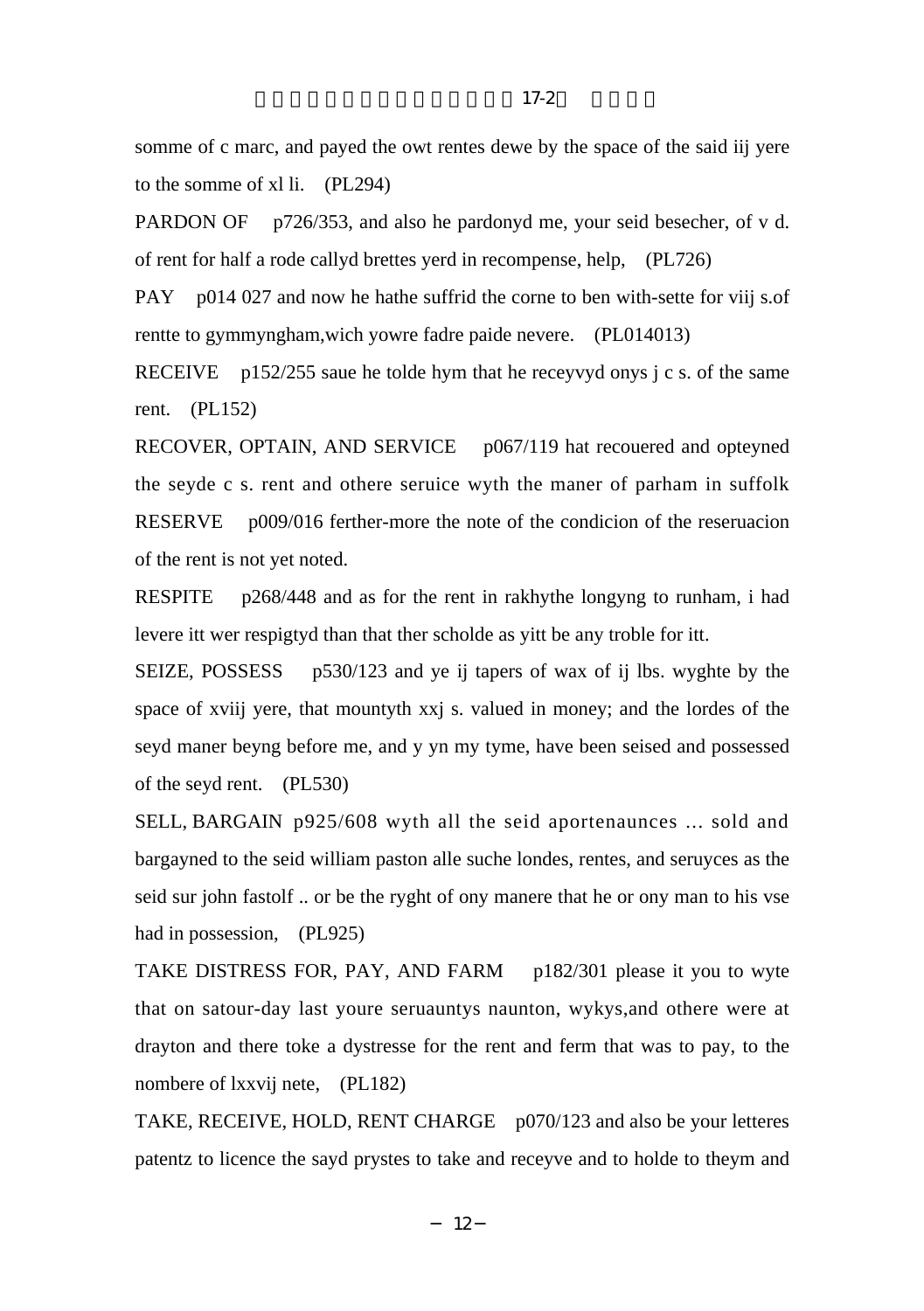somme of c marc, and payed the owt rentes dewe by the space of the said iij yere to the somme of xl li. (PL294)

PARDON OF p726/353, and also he pardonyd me, your seid besecher, of v d. of rent for half a rode callyd brettes yerd in recompense, help, (PL726)

PAY p014 027 and now he hathe suffrid the corne to ben with-sette for viij s.of rentte to gymmyngham,wich yowre fadre paide nevere. (PL014013)

RECEIVE p152/255 saue he tolde hym that he receyvyd onys j c s. of the same rent. (PL152)

RECOVER, OPTAIN, AND SERVICE p067/119 hat recouered and opteyned the seyde c s. rent and othere seruice wyth the maner of parham in suffolk

RESERVE p009/016 ferther-more the note of the condicion of the reseruacion of the rent is not yet noted.

RESPITE p268/448 and as for the rent in rakhythe longyng to runham, i had levere itt wer respigtyd than that ther scholde as yitt be any troble for itt.

SEIZE, POSSESS p530/123 and ye ij tapers of wax of ij lbs. wyghte by the space of xviij yere, that mountyth xxj s. valued in money; and the lordes of the seyd maner beyng before me, and y yn my tyme, have been seised and possessed of the seyd rent. (PL530)

SELL, BARGAIN p925/608 wyth all the seid aportenaunces ... sold and bargayned to the seid william paston alle suche londes, rentes, and seruyces as the seid sur john fastolf .. or be the ryght of ony manere that he or ony man to his vse had in possession, (PL925)

TAKE DISTRESS FOR, PAY, AND FARM p182/301 please it you to wyte that on satour-day last youre seruauntys naunton, wykys,and othere were at drayton and there toke a dystresse for the rent and ferm that was to pay, to the nombere of lxxvij nete, (PL182)

TAKE, RECEIVE, HOLD, RENT CHARGE p070/123 and also be your letteres patentz to licence the sayd prystes to take and receyve and to holde to theym and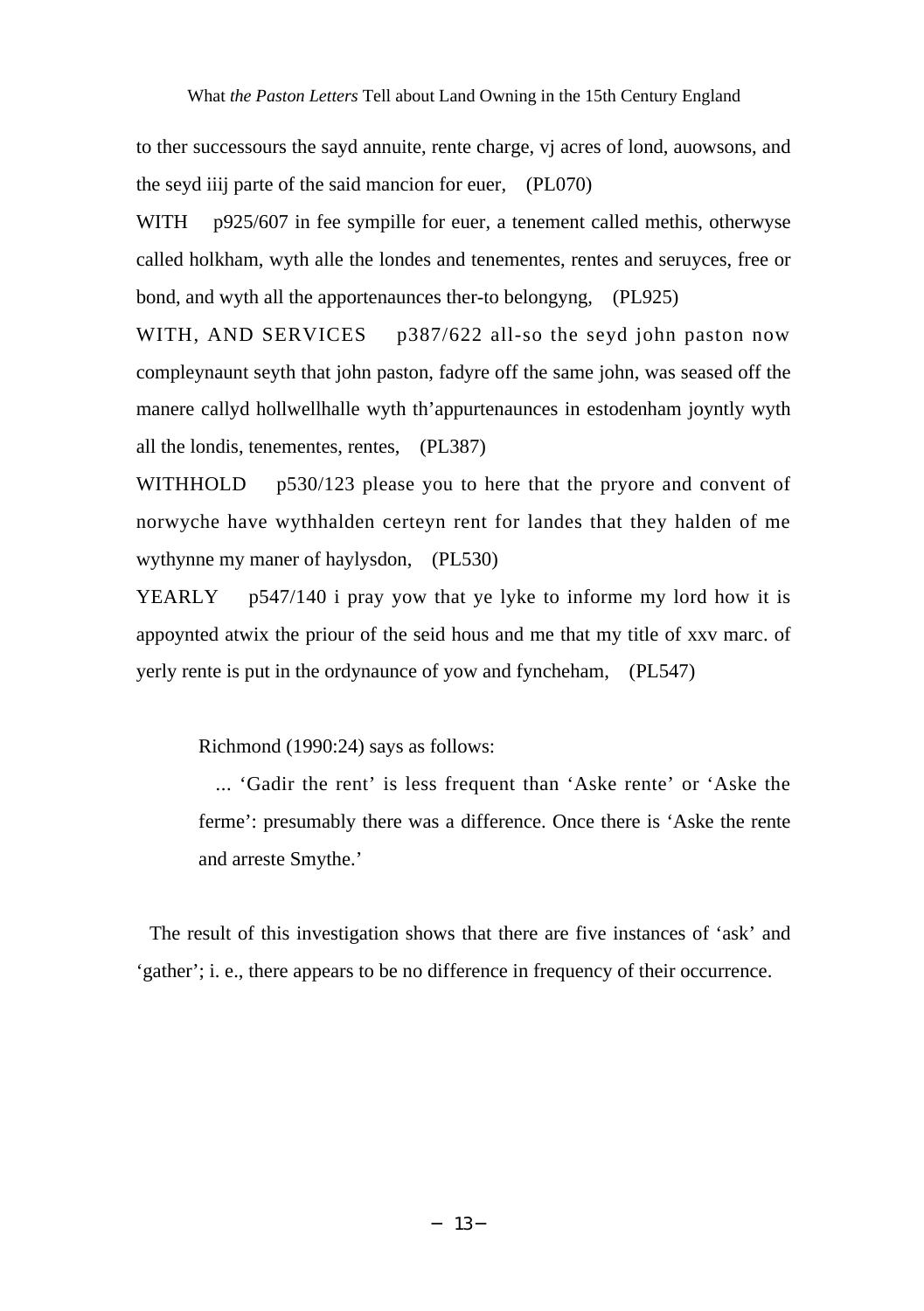to ther successours the sayd annuite, rente charge, vj acres of lond, auowsons, and the seyd iiij parte of the said mancion for euer, (PL070)

WITH p925/607 in fee sympille for euer, a tenement called methis, otherwyse called holkham, wyth alle the londes and tenementes, rentes and seruyces, free or bond, and wyth all the apportenaunces ther-to belongyng, (PL925)

WITH, AND SERVICES p387/622 all-so the seyd john paston now compleynaunt seyth that john paston, fadyre off the same john, was seased off the manere callyd hollwellhalle wyth th'appurtenaunces in estodenham joyntly wyth all the londis, tenementes, rentes, (PL387)

WITHHOLD p530/123 please you to here that the pryore and convent of norwyche have wythhalden certeyn rent for landes that they halden of me wythynne my maner of haylysdon, (PL530)

YEARLY p547/140 i pray yow that ye lyke to informe my lord how it is appoynted atwix the priour of the seid hous and me that my title of xxv marc. of yerly rente is put in the ordynaunce of yow and fyncheham, (PL547)

Richmond (1990:24) says as follows:

> ... 'Gadir the rent' is less frequent than 'Aske rente' or 'Aske the ferme': presumably there was a difference. Once there is 'Aske the rente and arreste Smythe.'

The result of this investigation shows that there are five instances of 'ask' and 'gather'; i. e., there appears to be no difference in frequency of their occurrence.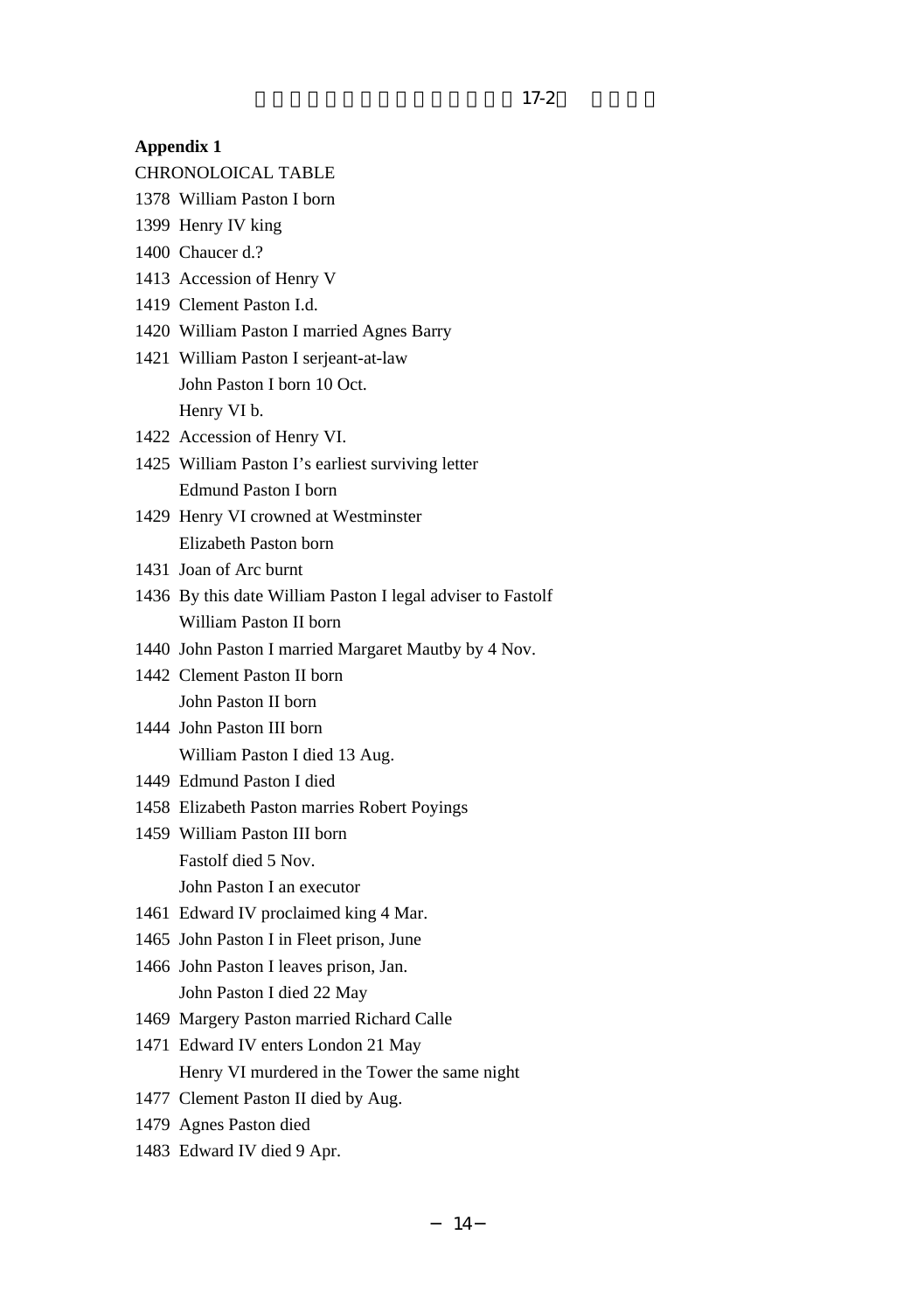**Appendix 1**

CHRONOLOICAL TABLE

1378 William Paston I born

1399 Henry IV king

1400 Chaucer d.?

1413 Accession of Henry V

1419 Clement Paston I.d.

1420 William Paston I married Agnes Barry

1421 William Paston I serjeant-at-law
John Paston I born 10 Oct.
Henry VI b.

1422 Accession of Henry VI.

1425 William Paston I's earliest surviving letter
Edmund Paston I born

1429 Henry VI crowned at Westminster
Elizabeth Paston born

1431 Joan of Arc burnt

1436 By this date William Paston I legal adviser to Fastolf
William Paston II born

1440 John Paston I married Margaret Mautby by 4 Nov.

1442 Clement Paston II born
John Paston II born

1444 John Paston III born
William Paston I died 13 Aug.

1449 Edmund Paston I died

1458 Elizabeth Paston marries Robert Poyings

1459 William Paston III born
Fastolf died 5 Nov.
John Paston I an executor

1461 Edward IV proclaimed king 4 Mar.

1465 John Paston I in Fleet prison, June

1466 John Paston I leaves prison, Jan.
John Paston I died 22 May

1469 Margery Paston married Richard Calle

1471 Edward IV enters London 21 May
Henry VI murdered in the Tower the same night

1477 Clement Paston II died by Aug.

1479 Agnes Paston died

1483 Edward IV died 9 Apr.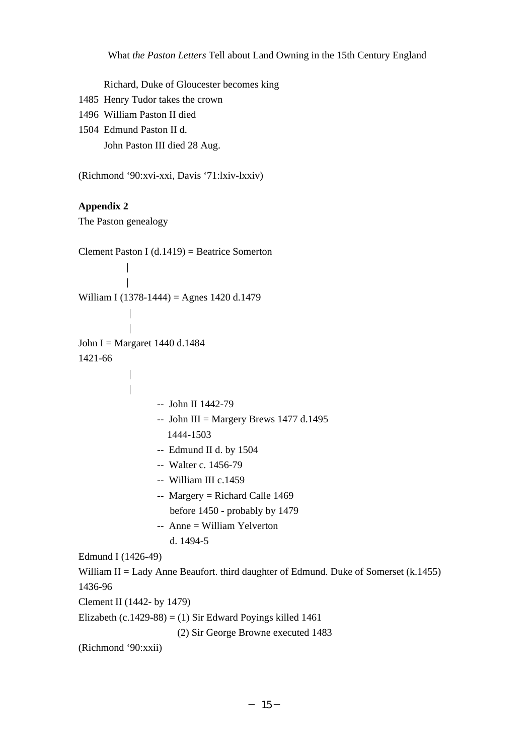Richard, Duke of Gloucester becomes king

1485 Henry Tudor takes the crown

1496 William Paston II died

1504 Edmund Paston II d.

John Paston III died 28 Aug.

(Richmond ‘90:xvi-xxi, Davis ‘71:lxiv-lxxiv)

**Appendix 2**

The Paston genealogy

```
Clement Paston I (d.1419) = Beatrice Somerton
            |
            |
William I (1378-1444) = Agnes 1420 d.1479
            |
            |
John I = Margaret 1440 d.1484
1421-66
            |
            |
                    --  John II 1442-79
                    --  John III = Margery Brews 1477 d.1495
                        1444-1503
                    --  Edmund II d. by 1504
                    --  Walter c. 1456-79
                    --  William III c.1459
                    --  Margery = Richard Calle 1469
                        before 1450 - probably by 1479
                    --  Anne = William Yelverton
                        d. 1494-5
Edmund I (1426-49)
William II = Lady Anne Beaufort. third daughter of Edmund. Duke of Somerset (k.1455)
1436-96
Clement II (1442- by 1479)
Elizabeth (c.1429-88) = (1) Sir Edward Poyings killed 1461
                        (2) Sir George Browne executed 1483
```

(Richmond ‘90:xxii)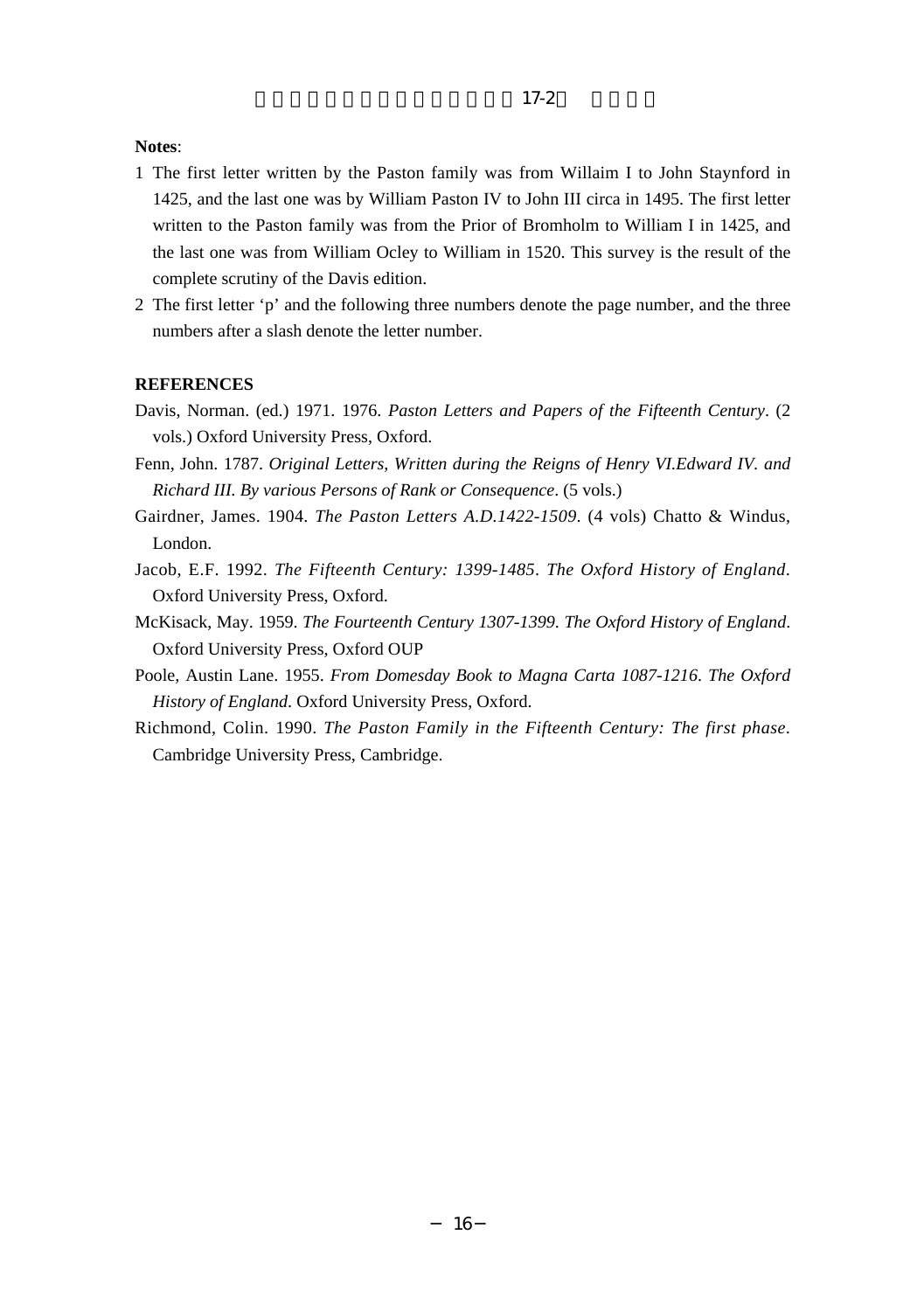**Notes**:

1 The first letter written by the Paston family was from Willaim I to John Staynford in 1425, and the last one was by William Paston IV to John III circa in 1495. The first letter written to the Paston family was from the Prior of Bromholm to William I in 1425, and the last one was from William Ocley to William in 1520. This survey is the result of the complete scrutiny of the Davis edition.

2 The first letter 'p' and the following three numbers denote the page number, and the three numbers after a slash denote the letter number.

**REFERENCES**

Davis, Norman. (ed.) 1971. 1976. *Paston Letters and Papers of the Fifteenth Century*. (2 vols.) Oxford University Press, Oxford.

Fenn, John. 1787. *Original Letters, Written during the Reigns of Henry VI.Edward IV. and Richard III. By various Persons of Rank or Consequence*. (5 vols.)

Gairdner, James. 1904. *The Paston Letters A.D.1422-1509*. (4 vols) Chatto & Windus, London.

Jacob, E.F. 1992. *The Fifteenth Century: 1399-1485*. *The Oxford History of England*. Oxford University Press, Oxford.

McKisack, May. 1959. *The Fourteenth Century 1307-1399*. *The Oxford History of England*. Oxford University Press, Oxford OUP

Poole, Austin Lane. 1955. *From Domesday Book to Magna Carta 1087-1216*. *The Oxford History of England*. Oxford University Press, Oxford.

Richmond, Colin. 1990. *The Paston Family in the Fifteenth Century: The first phase*. Cambridge University Press, Cambridge.